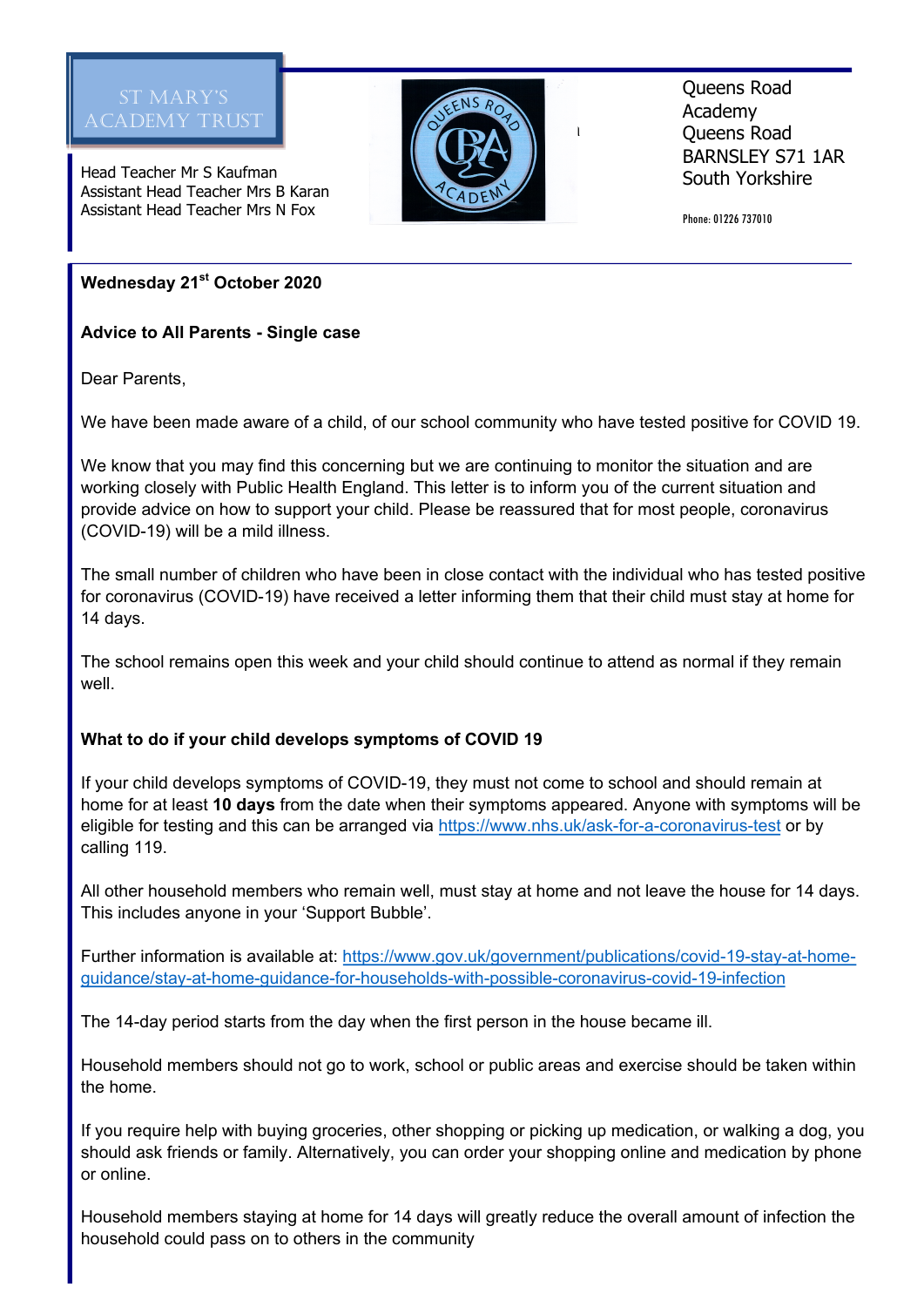ST MARY'S ACADEMY TRUST

Head Teacher Mr S Kaufman
Assistant Head Teacher Mrs B Karan
Assistant Head Teacher Mrs N Fox

Queens Road Academy
Queens Road
BARNSLEY S71 1AR
South Yorkshire

Phone: 01226 737010

**Wednesday 21st October 2020**

**Advice to All Parents - Single case**

Dear Parents,

We have been made aware of a child, of our school community who have tested positive for COVID 19.

We know that you may find this concerning but we are continuing to monitor the situation and are working closely with Public Health England. This letter is to inform you of the current situation and provide advice on how to support your child. Please be reassured that for most people, coronavirus (COVID-19) will be a mild illness.

The small number of children who have been in close contact with the individual who has tested positive for coronavirus (COVID-19) have received a letter informing them that their child must stay at home for 14 days.

The school remains open this week and your child should continue to attend as normal if they remain well.

**What to do if your child develops symptoms of COVID 19**

If your child develops symptoms of COVID-19, they must not come to school and should remain at home for at least **10 days** from the date when their symptoms appeared. Anyone with symptoms will be eligible for testing and this can be arranged via https://www.nhs.uk/ask-for-a-coronavirus-test or by calling 119.

All other household members who remain well, must stay at home and not leave the house for 14 days. This includes anyone in your 'Support Bubble'.

Further information is available at: https://www.gov.uk/government/publications/covid-19-stay-at-home-guidance/stay-at-home-guidance-for-households-with-possible-coronavirus-covid-19-infection

The 14-day period starts from the day when the first person in the house became ill.

Household members should not go to work, school or public areas and exercise should be taken within the home.

If you require help with buying groceries, other shopping or picking up medication, or walking a dog, you should ask friends or family. Alternatively, you can order your shopping online and medication by phone or online.

Household members staying at home for 14 days will greatly reduce the overall amount of infection the household could pass on to others in the community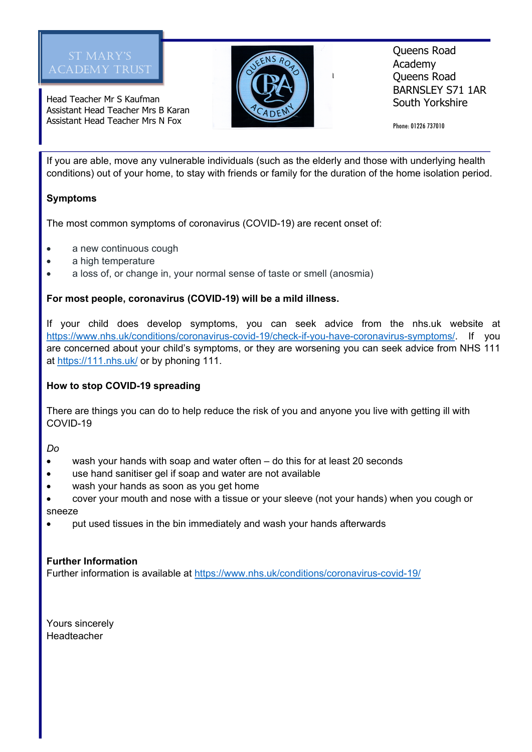ST MARY'S ACADEMY TRUST

Head Teacher Mr S Kaufman
Assistant Head Teacher Mrs B Karan
Assistant Head Teacher Mrs N Fox

Queens Road Academy
Queens Road
BARNSLEY S71 1AR
South Yorkshire

Phone: 01226 737010

If you are able, move any vulnerable individuals (such as the elderly and those with underlying health conditions) out of your home, to stay with friends or family for the duration of the home isolation period.

**Symptoms**

The most common symptoms of coronavirus (COVID-19) are recent onset of:

- a new continuous cough
- a high temperature
- a loss of, or change in, your normal sense of taste or smell (anosmia)

**For most people, coronavirus (COVID-19) will be a mild illness.**

If your child does develop symptoms, you can seek advice from the nhs.uk website at https://www.nhs.uk/conditions/coronavirus-covid-19/check-if-you-have-coronavirus-symptoms/. If you are concerned about your child's symptoms, or they are worsening you can seek advice from NHS 111 at https://111.nhs.uk/ or by phoning 111.

**How to stop COVID-19 spreading**

There are things you can do to help reduce the risk of you and anyone you live with getting ill with COVID-19

*Do*

- wash your hands with soap and water often – do this for at least 20 seconds
- use hand sanitiser gel if soap and water are not available
- wash your hands as soon as you get home
- cover your mouth and nose with a tissue or your sleeve (not your hands) when you cough or sneeze
- put used tissues in the bin immediately and wash your hands afterwards

**Further Information**

Further information is available at https://www.nhs.uk/conditions/coronavirus-covid-19/

Yours sincerely
Headteacher